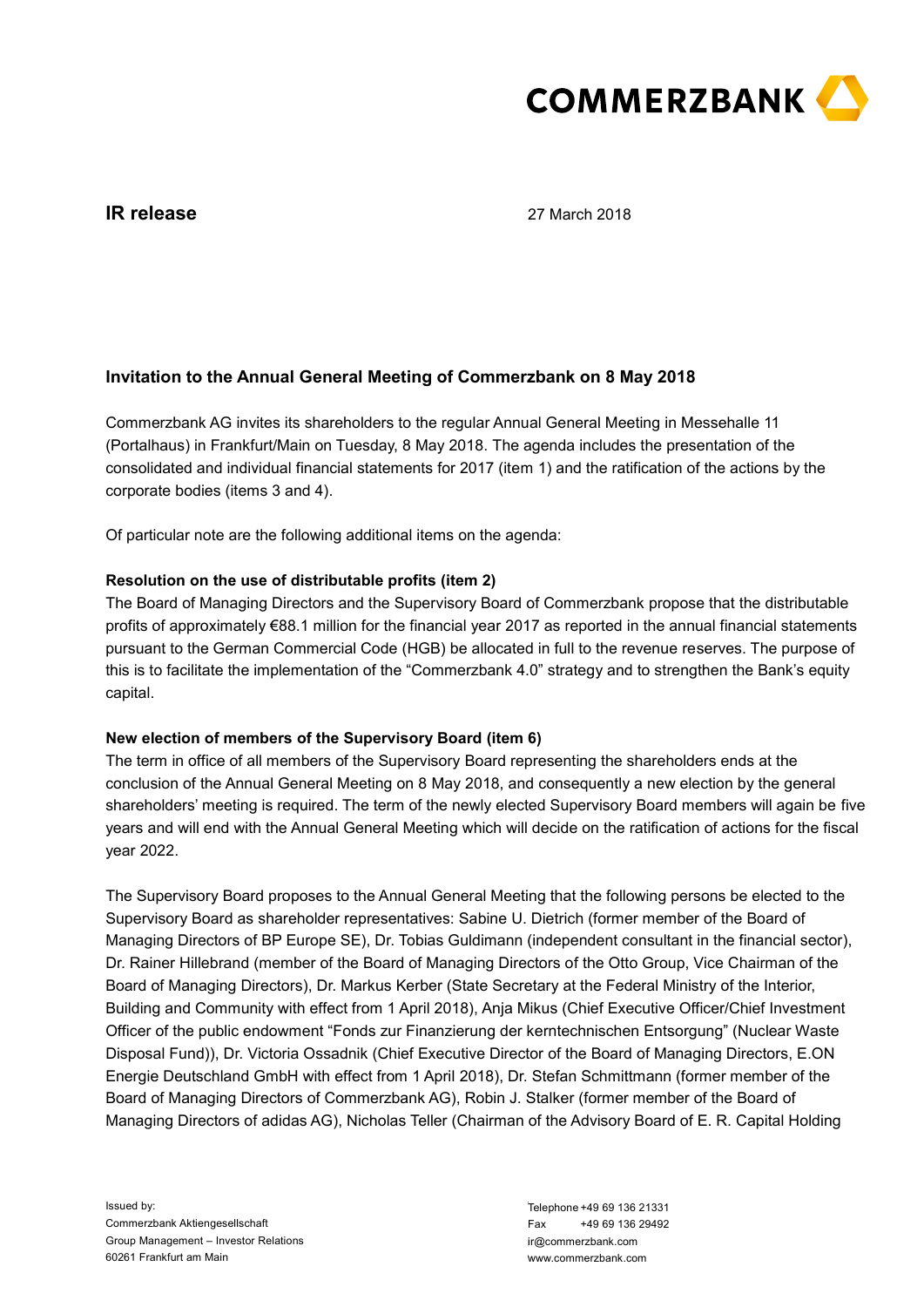**IR release**

27 March 2018

## Invitation to the Annual General Meeting of Commerzbank on 8 May 2018

Commerzbank AG invites its shareholders to the regular Annual General Meeting in Messehalle 11 (Portalhaus) in Frankfurt/Main on Tuesday, 8 May 2018. The agenda includes the presentation of the consolidated and individual financial statements for 2017 (item 1) and the ratification of the actions by the corporate bodies (items 3 and 4).

Of particular note are the following additional items on the agenda:

**Resolution on the use of distributable profits (item 2)**

The Board of Managing Directors and the Supervisory Board of Commerzbank propose that the distributable profits of approximately €88.1 million for the financial year 2017 as reported in the annual financial statements pursuant to the German Commercial Code (HGB) be allocated in full to the revenue reserves. The purpose of this is to facilitate the implementation of the "Commerzbank 4.0" strategy and to strengthen the Bank's equity capital.

**New election of members of the Supervisory Board (item 6)**

The term in office of all members of the Supervisory Board representing the shareholders ends at the conclusion of the Annual General Meeting on 8 May 2018, and consequently a new election by the general shareholders' meeting is required. The term of the newly elected Supervisory Board members will again be five years and will end with the Annual General Meeting which will decide on the ratification of actions for the fiscal year 2022.

The Supervisory Board proposes to the Annual General Meeting that the following persons be elected to the Supervisory Board as shareholder representatives: Sabine U. Dietrich (former member of the Board of Managing Directors of BP Europe SE), Dr. Tobias Guldimann (independent consultant in the financial sector), Dr. Rainer Hillebrand (member of the Board of Managing Directors of the Otto Group, Vice Chairman of the Board of Managing Directors), Dr. Markus Kerber (State Secretary at the Federal Ministry of the Interior, Building and Community with effect from 1 April 2018), Anja Mikus (Chief Executive Officer/Chief Investment Officer of the public endowment "Fonds zur Finanzierung der kerntechnischen Entsorgung" (Nuclear Waste Disposal Fund)), Dr. Victoria Ossadnik (Chief Executive Director of the Board of Managing Directors, E.ON Energie Deutschland GmbH with effect from 1 April 2018), Dr. Stefan Schmittmann (former member of the Board of Managing Directors of Commerzbank AG), Robin J. Stalker (former member of the Board of Managing Directors of adidas AG), Nicholas Teller (Chairman of the Advisory Board of E. R. Capital Holding

Issued by:
Commerzbank Aktiengesellschaft
Group Management – Investor Relations
60261 Frankfurt am Main

Telephone +49 69 136 21331
Fax +49 69 136 29492
ir@commerzbank.com
www.commerzbank.com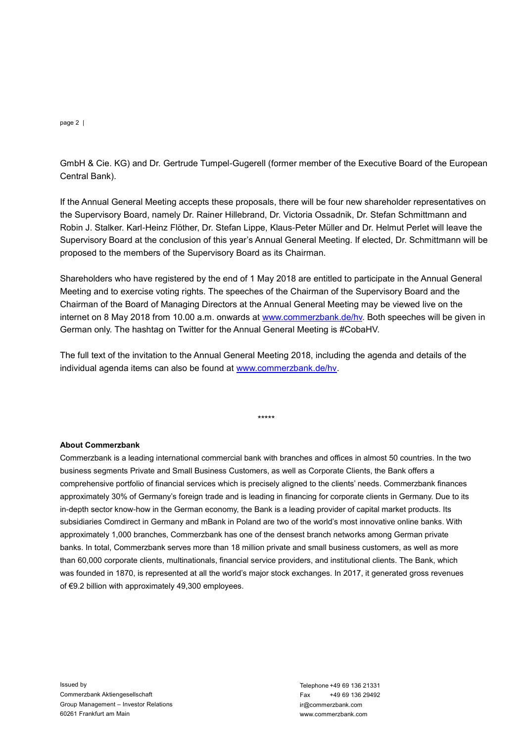GmbH & Cie. KG) and Dr. Gertrude Tumpel-Gugerell (former member of the Executive Board of the European Central Bank).

If the Annual General Meeting accepts these proposals, there will be four new shareholder representatives on the Supervisory Board, namely Dr. Rainer Hillebrand, Dr. Victoria Ossadnik, Dr. Stefan Schmittmann and Robin J. Stalker. Karl-Heinz Flöther, Dr. Stefan Lippe, Klaus-Peter Müller and Dr. Helmut Perlet will leave the Supervisory Board at the conclusion of this year's Annual General Meeting. If elected, Dr. Schmittmann will be proposed to the members of the Supervisory Board as its Chairman.

Shareholders who have registered by the end of 1 May 2018 are entitled to participate in the Annual General Meeting and to exercise voting rights. The speeches of the Chairman of the Supervisory Board and the Chairman of the Board of Managing Directors at the Annual General Meeting may be viewed live on the internet on 8 May 2018 from 10.00 a.m. onwards at [www.commerzbank.de/hv](http://www.commerzbank.de/hv). Both speeches will be given in German only. The hashtag on Twitter for the Annual General Meeting is #CobaHV.

The full text of the invitation to the Annual General Meeting 2018, including the agenda and details of the individual agenda items can also be found at [www.commerzbank.de/hv](http://www.commerzbank.de/hv).

*****

**About Commerzbank**

Commerzbank is a leading international commercial bank with branches and offices in almost 50 countries. In the two business segments Private and Small Business Customers, as well as Corporate Clients, the Bank offers a comprehensive portfolio of financial services which is precisely aligned to the clients' needs. Commerzbank finances approximately 30% of Germany's foreign trade and is leading in financing for corporate clients in Germany. Due to its in-depth sector know-how in the German economy, the Bank is a leading provider of capital market products. Its subsidiaries Comdirect in Germany and mBank in Poland are two of the world's most innovative online banks. With approximately 1,000 branches, Commerzbank has one of the densest branch networks among German private banks. In total, Commerzbank serves more than 18 million private and small business customers, as well as more than 60,000 corporate clients, multinationals, financial service providers, and institutional clients. The Bank, which was founded in 1870, is represented at all the world's major stock exchanges. In 2017, it generated gross revenues of €9.2 billion with approximately 49,300 employees.

Issued by
Commerzbank Aktiengesellschaft
Group Management – Investor Relations
60261 Frankfurt am Main

Telephone +49 69 136 21331
Fax +49 69 136 29492
ir@commerzbank.com
www.commerzbank.com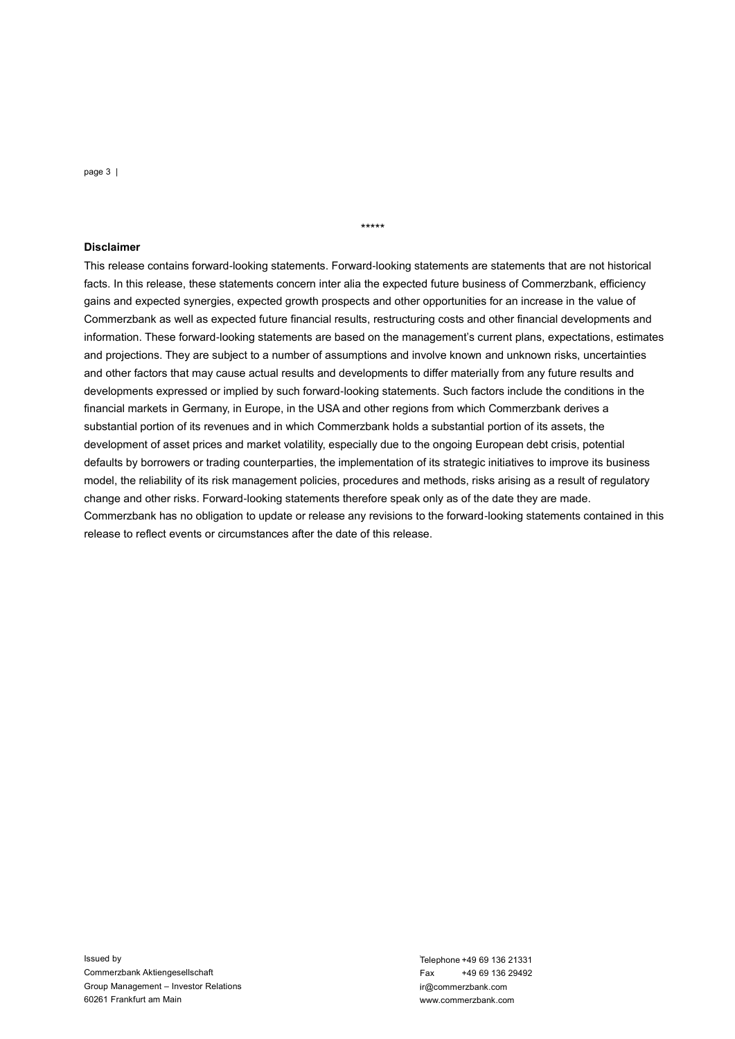\*\*\*\*\*

**Disclaimer**

This release contains forward-looking statements. Forward-looking statements are statements that are not historical facts. In this release, these statements concern inter alia the expected future business of Commerzbank, efficiency gains and expected synergies, expected growth prospects and other opportunities for an increase in the value of Commerzbank as well as expected future financial results, restructuring costs and other financial developments and information. These forward-looking statements are based on the management's current plans, expectations, estimates and projections. They are subject to a number of assumptions and involve known and unknown risks, uncertainties and other factors that may cause actual results and developments to differ materially from any future results and developments expressed or implied by such forward-looking statements. Such factors include the conditions in the financial markets in Germany, in Europe, in the USA and other regions from which Commerzbank derives a substantial portion of its revenues and in which Commerzbank holds a substantial portion of its assets, the development of asset prices and market volatility, especially due to the ongoing European debt crisis, potential defaults by borrowers or trading counterparties, the implementation of its strategic initiatives to improve its business model, the reliability of its risk management policies, procedures and methods, risks arising as a result of regulatory change and other risks. Forward-looking statements therefore speak only as of the date they are made. Commerzbank has no obligation to update or release any revisions to the forward-looking statements contained in this release to reflect events or circumstances after the date of this release.

Issued by
Commerzbank Aktiengesellschaft
Group Management – Investor Relations
60261 Frankfurt am Main

Telephone +49 69 136 21331
Fax +49 69 136 29492
ir@commerzbank.com
www.commerzbank.com